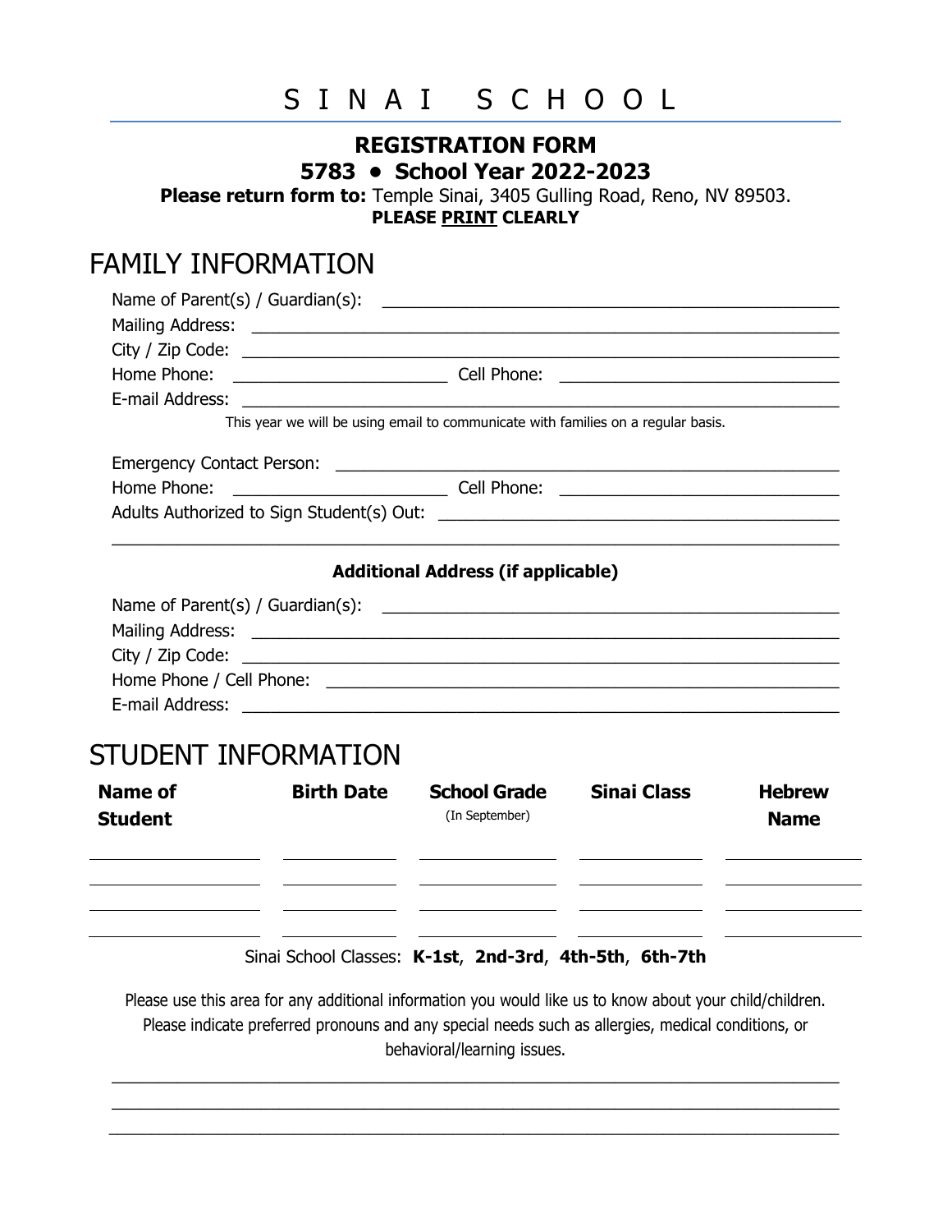# S I N A I   S C H O O L

**REGISTRATION FORM**

**5783 • School Year 2022-2023**

**Please return form to:** Temple Sinai, 3405 Gulling Road, Reno, NV 89503.

**PLEASE PRINT CLEARLY**

## FAMILY INFORMATION

Name of Parent(s) / Guardian(s): ____________________________________________

Mailing Address: ____________________________________________

City / Zip Code: ____________________________________________

Home Phone: ____________________ Cell Phone: ____________________

E-mail Address: ____________________________________________

This year we will be using email to communicate with families on a regular basis.

Emergency Contact Person: ____________________________________________

Home Phone: ____________________ Cell Phone: ____________________

Adults Authorized to Sign Student(s) Out: ____________________________________________

____________________________________________

**Additional Address (if applicable)**

Name of Parent(s) / Guardian(s): ____________________________________________

Mailing Address: ____________________________________________

City / Zip Code: ____________________________________________

Home Phone / Cell Phone: ____________________________________________

E-mail Address: ____________________________________________

## STUDENT INFORMATION

| **Name of Student** | **Birth Date** | **School Grade** (In September) | **Sinai Class** | **Hebrew Name** |
|---|---|---|---|---|
| | | | | |
| | | | | |
| | | | | |
| | | | | |

Sinai School Classes: **K-1st**, **2nd-3rd**, **4th-5th**, **6th-7th**

Please use this area for any additional information you would like us to know about your child/children. Please indicate preferred pronouns and any special needs such as allergies, medical conditions, or behavioral/learning issues.

____________________________________________

____________________________________________

____________________________________________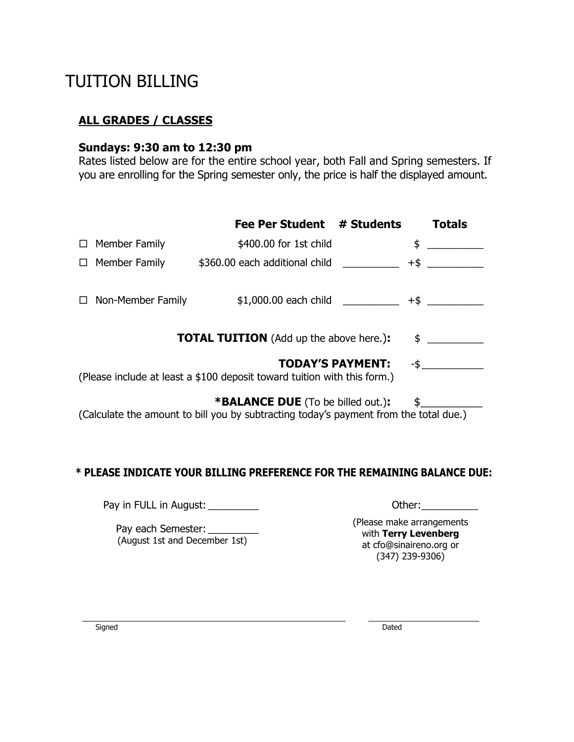# TUITION BILLING

## ALL GRADES / CLASSES

**Sundays: 9:30 am to 12:30 pm**

Rates listed below are for the entire school year, both Fall and Spring semesters. If you are enrolling for the Spring semester only, the price is half the displayed amount.

| | Fee Per Student | # Students | Totals |
|---|---|---|---|
| ☐ Member Family | $400.00 for 1st child | | $ __________ |
| ☐ Member Family | $360.00 each additional child | __________ | +$ __________ |
| ☐ Non-Member Family | $1,000.00 each child | __________ | +$ __________ |

**TOTAL TUITION** (Add up the above here.)**:** $ __________

**TODAY'S PAYMENT:** -$__________

(Please include at least a $100 deposit toward tuition with this form.)

***BALANCE DUE** (To be billed out.)**:** $__________

(Calculate the amount to bill you by subtracting today's payment from the total due.)

**\* PLEASE INDICATE YOUR BILLING PREFERENCE FOR THE REMAINING BALANCE DUE:**

Pay in FULL in August: _________

Pay each Semester: _________
(August 1st and December 1st)

Other:__________
(Please make arrangements with **Terry Levenberg** at cfo@sinaireno.org or (347) 239-9306)

_______________________________________ Signed

______________________ Dated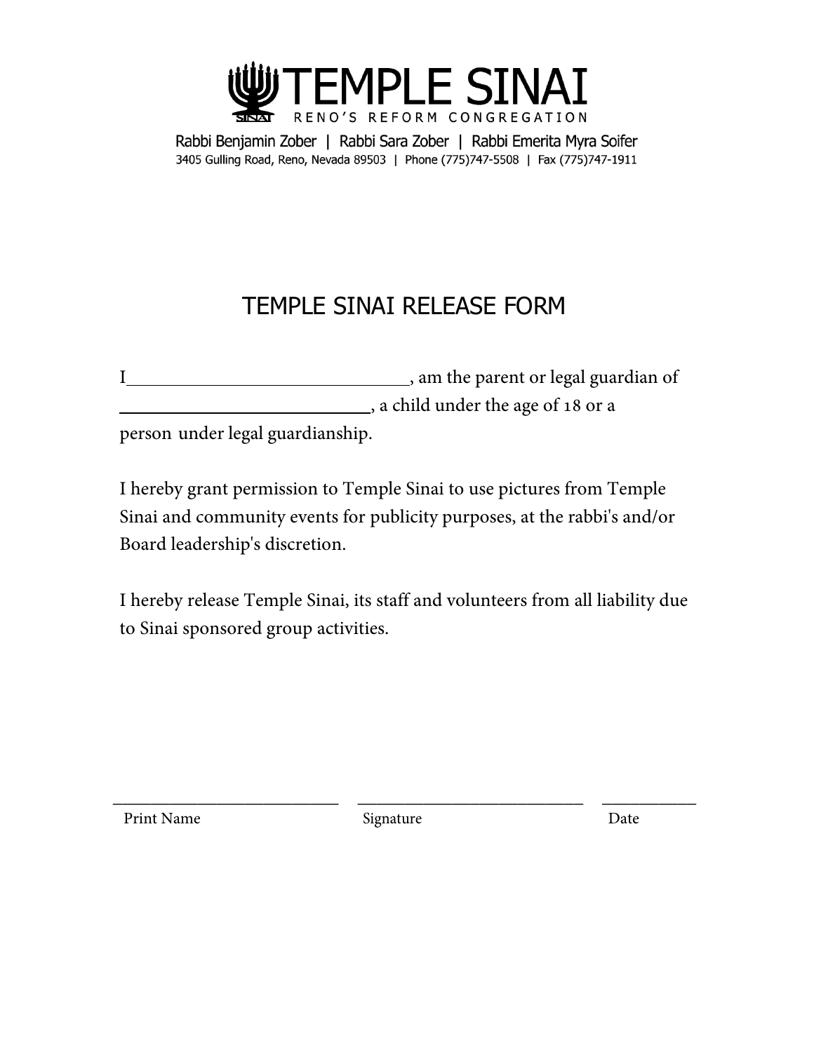# TEMPLE SINAI

RENO'S REFORM CONGREGATION

Rabbi Benjamin Zober | Rabbi Sara Zober | Rabbi Emerita Myra Soifer

3405 Gulling Road, Reno, Nevada 89503 | Phone (775)747-5508 | Fax (775)747-1911

## TEMPLE SINAI RELEASE FORM

I________________________________, am the parent or legal guardian of ____________________________, a child under the age of 18 or a person under legal guardianship.

I hereby grant permission to Temple Sinai to use pictures from Temple Sinai and community events for publicity purposes, at the rabbi's and/or Board leadership's discretion.

I hereby release Temple Sinai, its staff and volunteers from all liability due to Sinai sponsored group activities.

| ___________________________ | ___________________________ | ___________ |
|---|---|---|
| Print Name | Signature | Date |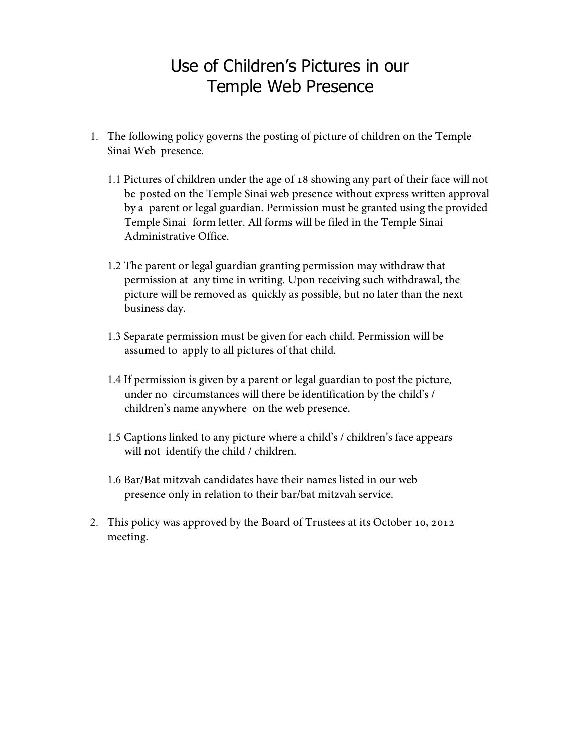# Use of Children's Pictures in our Temple Web Presence

1. The following policy governs the posting of picture of children on the Temple Sinai Web presence.

    1.1 Pictures of children under the age of 18 showing any part of their face will not be posted on the Temple Sinai web presence without express written approval by a parent or legal guardian. Permission must be granted using the provided Temple Sinai form letter. All forms will be filed in the Temple Sinai Administrative Office.

    1.2 The parent or legal guardian granting permission may withdraw that permission at any time in writing. Upon receiving such withdrawal, the picture will be removed as quickly as possible, but no later than the next business day.

    1.3 Separate permission must be given for each child. Permission will be assumed to apply to all pictures of that child.

    1.4 If permission is given by a parent or legal guardian to post the picture, under no circumstances will there be identification by the child's / children's name anywhere on the web presence.

    1.5 Captions linked to any picture where a child's / children's face appears will not identify the child / children.

    1.6 Bar/Bat mitzvah candidates have their names listed in our web presence only in relation to their bar/bat mitzvah service.

2. This policy was approved by the Board of Trustees at its October 10, 2012 meeting.